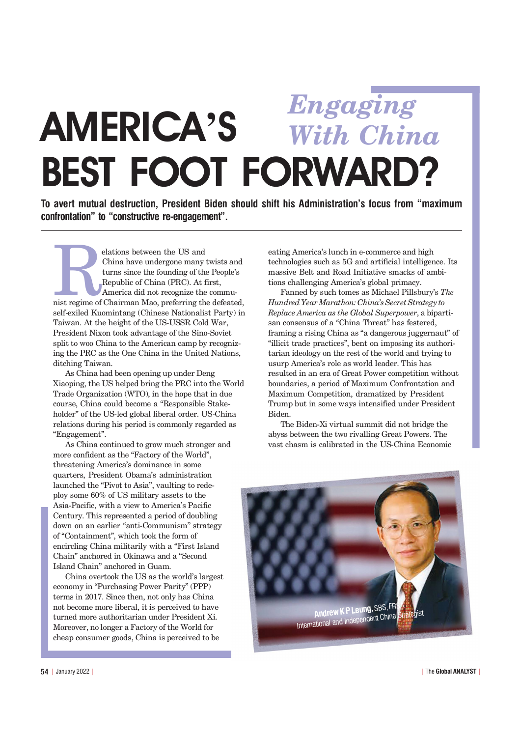*Engaging With China*

# AMERICA'S BEST FOOT FORWARD?

**To avert mutual destruction, President Biden should shift his Administration's focus from "maximum confrontation" to "constructive re-engagement".**

Relations between the US and China have undergone many twists and turns since the founding of the People's Republic of China (PRC). At first, America did not recognize the communist regime of Chairman Mao, preferring the defeated, self-exiled Kuomintang (Chinese Nationalist Party) in Taiwan. At the height of the US-USSR Cold War, President Nixon took advantage of the Sino-Soviet split to woo China to the American camp by recognizing the PRC as the One China in the United Nations, ditching Taiwan.

As China had been opening up under Deng Xiaoping, the US helped bring the PRC into the World Trade Organization (WTO), in the hope that in due course, China could become a "Responsible Stakeholder" of the US-led global liberal order. US-China relations during his period is commonly regarded as "Engagement".

As China continued to grow much stronger and more confident as the "Factory of the World", threatening America's dominance in some quarters, President Obama's administration launched the "Pivot to Asia", vaulting to redeploy some 60% of US military assets to the Asia-Pacific, with a view to America's Pacific Century. This represented a period of doubling down on an earlier "anti-Communism" strategy of "Containment", which took the form of encircling China militarily with a "First Island Chain" anchored in Okinawa and a "Second Island Chain" anchored in Guam.

China overtook the US as the world's largest economy in "Purchasing Power Parity" (PPP) terms in 2017. Since then, not only has China not become more liberal, it is perceived to have turned more authoritarian under President Xi. Moreover, no longer a Factory of the World for cheap consumer goods, China is perceived to be eating America's lunch in e-commerce and high technologies such as 5G and artificial intelligence. Its massive Belt and Road Initiative smacks of ambitions challenging America's global primacy.

Fanned by such tomes as Michael Pillsbury's *The Hundred Year Marathon: China's Secret Strategy to Replace America as the Global Superpower*, a bipartisan consensus of a "China Threat" has festered, framing a rising China as "a dangerous juggernaut" of "illicit trade practices", bent on imposing its authoritarian ideology on the rest of the world and trying to usurp America's role as world leader. This has resulted in an era of Great Power competition without boundaries, a period of Maximum Confrontation and Maximum Competition, dramatized by President Trump but in some ways intensified under President Biden.

The Biden-Xi virtual summit did not bridge the abyss between the two rivalling Great Powers. The vast chasm is calibrated in the US-China Economic

**Andrew K P Leung,** SBS, FRSA
International and Independent China Strategist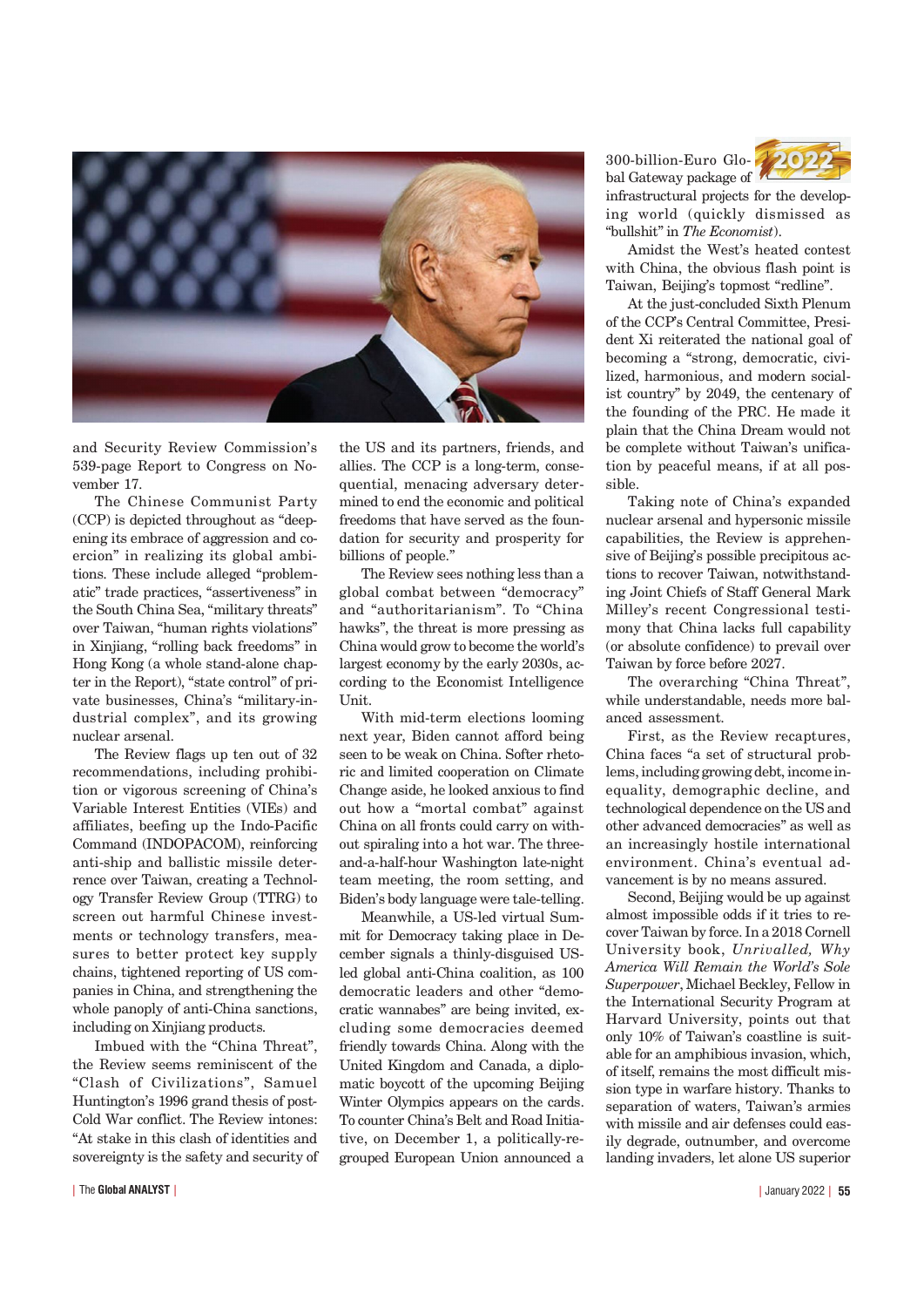and Security Review Commission's 539-page Report to Congress on November 17.

The Chinese Communist Party (CCP) is depicted throughout as "deepening its embrace of aggression and coercion" in realizing its global ambitions. These include alleged "problematic" trade practices, "assertiveness" in the South China Sea, "military threats" over Taiwan, "human rights violations" in Xinjiang, "rolling back freedoms" in Hong Kong (a whole stand-alone chapter in the Report), "state control" of private businesses, China's "military-industrial complex", and its growing nuclear arsenal.

The Review flags up ten out of 32 recommendations, including prohibition or vigorous screening of China's Variable Interest Entities (VIEs) and affiliates, beefing up the Indo-Pacific Command (INDOPACOM), reinforcing anti-ship and ballistic missile deterrence over Taiwan, creating a Technology Transfer Review Group (TTRG) to screen out harmful Chinese investments or technology transfers, measures to better protect key supply chains, tightened reporting of US companies in China, and strengthening the whole panoply of anti-China sanctions, including on Xinjiang products.

Imbued with the "China Threat", the Review seems reminiscent of the "Clash of Civilizations", Samuel Huntington's 1996 grand thesis of post-Cold War conflict. The Review intones: "At stake in this clash of identities and sovereignty is the safety and security of the US and its partners, friends, and allies. The CCP is a long-term, consequential, menacing adversary determined to end the economic and political freedoms that have served as the foundation for security and prosperity for billions of people."

The Review sees nothing less than a global combat between "democracy" and "authoritarianism". To "China hawks", the threat is more pressing as China would grow to become the world's largest economy by the early 2030s, according to the Economist Intelligence Unit.

With mid-term elections looming next year, Biden cannot afford being seen to be weak on China. Softer rhetoric and limited cooperation on Climate Change aside, he looked anxious to find out how a "mortal combat" against China on all fronts could carry on without spiraling into a hot war. The three-and-a-half-hour Washington late-night team meeting, the room setting, and Biden's body language were tale-telling.

Meanwhile, a US-led virtual Summit for Democracy taking place in December signals a thinly-disguised US-led global anti-China coalition, as 100 democratic leaders and other "democratic wannabes" are being invited, excluding some democracies deemed friendly towards China. Along with the United Kingdom and Canada, a diplomatic boycott of the upcoming Beijing Winter Olympics appears on the cards. To counter China's Belt and Road Initiative, on December 1, a politically-regrouped European Union announced a 300-billion-Euro Global Gateway package of infrastructural projects for the developing world (quickly dismissed as "bullshit" in *The Economist*).

Amidst the West's heated contest with China, the obvious flash point is Taiwan, Beijing's topmost "redline".

At the just-concluded Sixth Plenum of the CCP's Central Committee, President Xi reiterated the national goal of becoming a "strong, democratic, civilized, harmonious, and modern socialist country" by 2049, the centenary of the founding of the PRC. He made it plain that the China Dream would not be complete without Taiwan's unification by peaceful means, if at all possible.

Taking note of China's expanded nuclear arsenal and hypersonic missile capabilities, the Review is apprehensive of Beijing's possible precipitous actions to recover Taiwan, notwithstanding Joint Chiefs of Staff General Mark Milley's recent Congressional testimony that China lacks full capability (or absolute confidence) to prevail over Taiwan by force before 2027.

The overarching "China Threat", while understandable, needs more balanced assessment.

First, as the Review recaptures, China faces "a set of structural problems, including growing debt, income inequality, demographic decline, and technological dependence on the US and other advanced democracies" as well as an increasingly hostile international environment. China's eventual advancement is by no means assured.

Second, Beijing would be up against almost impossible odds if it tries to recover Taiwan by force. In a 2018 Cornell University book, *Unrivalled, Why America Will Remain the World's Sole Superpower*, Michael Beckley, Fellow in the International Security Program at Harvard University, points out that only 10% of Taiwan's coastline is suitable for an amphibious invasion, which, of itself, remains the most difficult mission type in warfare history. Thanks to separation of waters, Taiwan's armies with missile and air defenses could easily degrade, outnumber, and overcome landing invaders, let alone US superior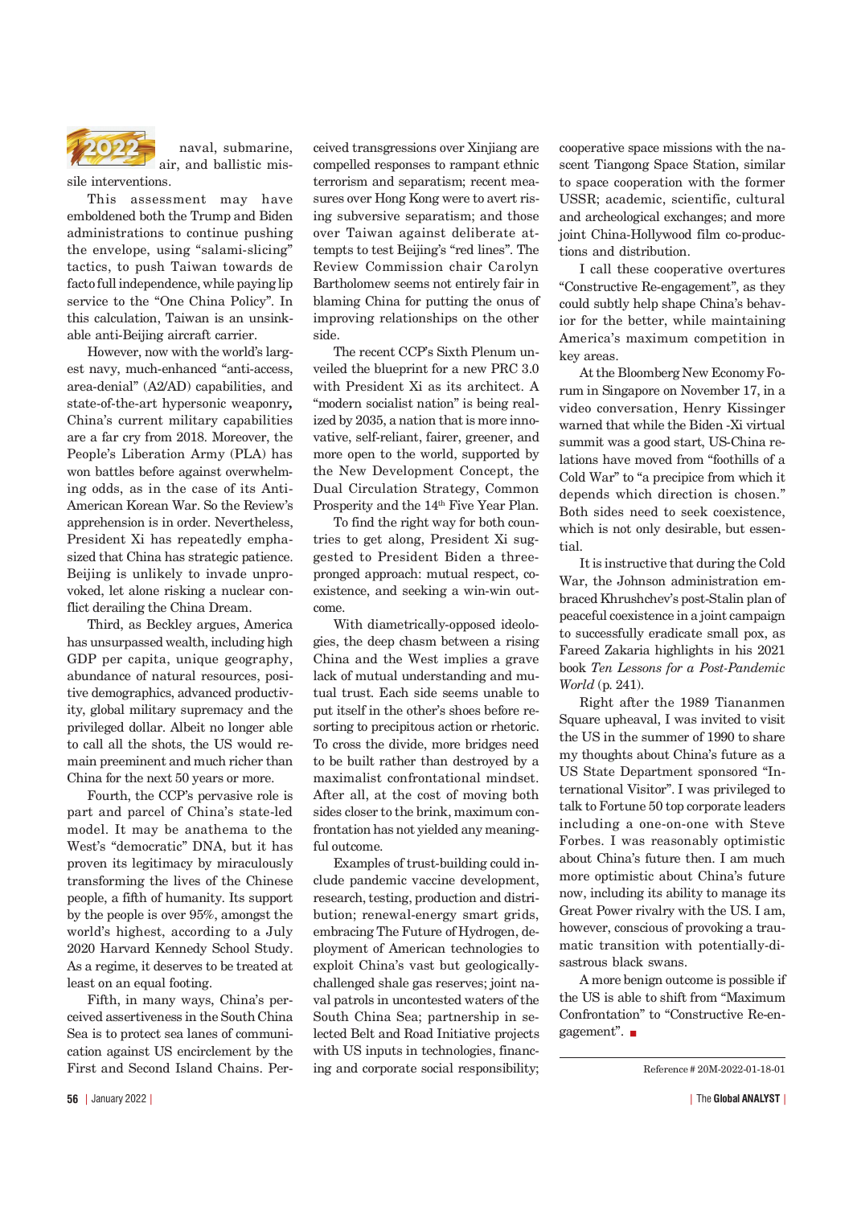naval, submarine, air, and ballistic missile interventions.

This assessment may have emboldened both the Trump and Biden administrations to continue pushing the envelope, using "salami-slicing" tactics, to push Taiwan towards de facto full independence, while paying lip service to the "One China Policy". In this calculation, Taiwan is an unsinkable anti-Beijing aircraft carrier.

However, now with the world's largest navy, much-enhanced "anti-access, area-denial" (A2/AD) capabilities, and state-of-the-art hypersonic weaponry**,** China's current military capabilities are a far cry from 2018. Moreover, the People's Liberation Army (PLA) has won battles before against overwhelming odds, as in the case of its Anti-American Korean War. So the Review's apprehension is in order. Nevertheless, President Xi has repeatedly emphasized that China has strategic patience. Beijing is unlikely to invade unprovoked, let alone risking a nuclear conflict derailing the China Dream.

Third, as Beckley argues, America has unsurpassed wealth, including high GDP per capita, unique geography, abundance of natural resources, positive demographics, advanced productivity, global military supremacy and the privileged dollar. Albeit no longer able to call all the shots, the US would remain preeminent and much richer than China for the next 50 years or more.

Fourth, the CCP's pervasive role is part and parcel of China's state-led model. It may be anathema to the West's "democratic" DNA, but it has proven its legitimacy by miraculously transforming the lives of the Chinese people, a fifth of humanity. Its support by the people is over 95%, amongst the world's highest, according to a July 2020 Harvard Kennedy School Study. As a regime, it deserves to be treated at least on an equal footing.

Fifth, in many ways, China's perceived assertiveness in the South China Sea is to protect sea lanes of communication against US encirclement by the First and Second Island Chains. Perceived transgressions over Xinjiang are compelled responses to rampant ethnic terrorism and separatism; recent measures over Hong Kong were to avert rising subversive separatism; and those over Taiwan against deliberate attempts to test Beijing's "red lines". The Review Commission chair Carolyn Bartholomew seems not entirely fair in blaming China for putting the onus of improving relationships on the other side.

The recent CCP's Sixth Plenum unveiled the blueprint for a new PRC 3.0 with President Xi as its architect. A "modern socialist nation" is being realized by 2035, a nation that is more innovative, self-reliant, fairer, greener, and more open to the world, supported by the New Development Concept, the Dual Circulation Strategy, Common Prosperity and the 14th Five Year Plan.

To find the right way for both countries to get along, President Xi suggested to President Biden a three-pronged approach: mutual respect, coexistence, and seeking a win-win outcome.

With diametrically-opposed ideologies, the deep chasm between a rising China and the West implies a grave lack of mutual understanding and mutual trust. Each side seems unable to put itself in the other's shoes before resorting to precipitous action or rhetoric. To cross the divide, more bridges need to be built rather than destroyed by a maximalist confrontational mindset. After all, at the cost of moving both sides closer to the brink, maximum confrontation has not yielded any meaningful outcome.

Examples of trust-building could include pandemic vaccine development, research, testing, production and distribution; renewal-energy smart grids, embracing The Future of Hydrogen, deployment of American technologies to exploit China's vast but geologically-challenged shale gas reserves; joint naval patrols in uncontested waters of the South China Sea; partnership in selected Belt and Road Initiative projects with US inputs in technologies, financing and corporate social responsibility; cooperative space missions with the nascent Tiangong Space Station, similar to space cooperation with the former USSR; academic, scientific, cultural and archeological exchanges; and more joint China-Hollywood film co-productions and distribution.

I call these cooperative overtures "Constructive Re-engagement", as they could subtly help shape China's behavior for the better, while maintaining America's maximum competition in key areas.

At the Bloomberg New Economy Forum in Singapore on November 17, in a video conversation, Henry Kissinger warned that while the Biden -Xi virtual summit was a good start, US-China relations have moved from "foothills of a Cold War" to "a precipice from which it depends which direction is chosen." Both sides need to seek coexistence, which is not only desirable, but essential.

It is instructive that during the Cold War, the Johnson administration embraced Khrushchev's post-Stalin plan of peaceful coexistence in a joint campaign to successfully eradicate small pox, as Fareed Zakaria highlights in his 2021 book *Ten Lessons for a Post-Pandemic World* (p. 241).

Right after the 1989 Tiananmen Square upheaval, I was invited to visit the US in the summer of 1990 to share my thoughts about China's future as a US State Department sponsored "International Visitor". I was privileged to talk to Fortune 50 top corporate leaders including a one-on-one with Steve Forbes. I was reasonably optimistic about China's future then. I am much more optimistic about China's future now, including its ability to manage its Great Power rivalry with the US. I am, however, conscious of provoking a traumatic transition with potentially-disastrous black swans.

A more benign outcome is possible if the US is able to shift from "Maximum Confrontation" to "Constructive Re-engagement". ■

Reference # 20M-2022-01-18-01